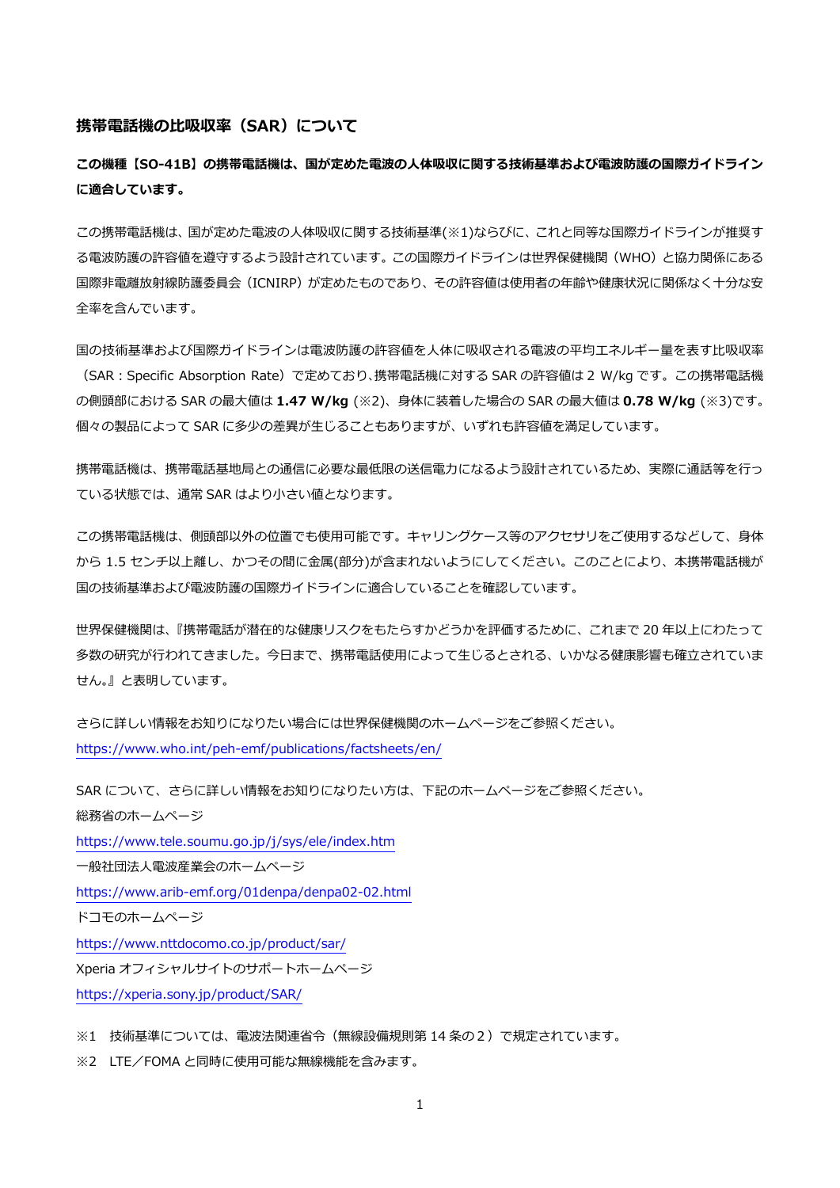## 携帯電話機の比吸収率（SAR）について

**この機種【SO-41B】の携帯電話機は、国が定めた電波の人体吸収に関する技術基準および電波防護の国際ガイドラインに適合しています。**

この携帯電話機は、国が定めた電波の人体吸収に関する技術基準(※1)ならびに、これと同等な国際ガイドラインが推奨する電波防護の許容値を遵守するよう設計されています。この国際ガイドラインは世界保健機関（WHO）と協力関係にある国際非電離放射線防護委員会（ICNIRP）が定めたものであり、その許容値は使用者の年齢や健康状況に関係なく十分な安全率を含んでいます。

国の技術基準および国際ガイドラインは電波防護の許容値を人体に吸収される電波の平均エネルギー量を表す比吸収率（SAR：Specific Absorption Rate）で定めており、携帯電話機に対する SAR の許容値は 2 W/kg です。この携帯電話機の側頭部における SAR の最大値は **1.47 W/kg** (※2)、身体に装着した場合の SAR の最大値は **0.78 W/kg** (※3)です。個々の製品によって SAR に多少の差異が生じることもありますが、いずれも許容値を満足しています。

携帯電話機は、携帯電話基地局との通信に必要な最低限の送信電力になるよう設計されているため、実際に通話等を行っている状態では、通常 SAR はより小さい値となります。

この携帯電話機は、側頭部以外の位置でも使用可能です。キャリングケース等のアクセサリをご使用するなどして、身体から 1.5 センチ以上離し、かつその間に金属(部分)が含まれないようにしてください。このことにより、本携帯電話機が国の技術基準および電波防護の国際ガイドラインに適合していることを確認しています。

世界保健機関は、『携帯電話が潜在的な健康リスクをもたらすかどうかを評価するために、これまで 20 年以上にわたって多数の研究が行われてきました。今日まで、携帯電話使用によって生じるとされる、いかなる健康影響も確立されていません。』と表明しています。

さらに詳しい情報をお知りになりたい場合には世界保健機関のホームページをご参照ください。
https://www.who.int/peh-emf/publications/factsheets/en/

SAR について、さらに詳しい情報をお知りになりたい方は、下記のホームページをご参照ください。
総務省のホームページ
https://www.tele.soumu.go.jp/j/sys/ele/index.htm
一般社団法人電波産業会のホームページ
https://www.arib-emf.org/01denpa/denpa02-02.html
ドコモのホームページ
https://www.nttdocomo.co.jp/product/sar/
Xperia オフィシャルサイトのサポートホームページ
https://xperia.sony.jp/product/SAR/

※1　技術基準については、電波法関連省令（無線設備規則第 14 条の２）で規定されています。
※2　LTE／FOMA と同時に使用可能な無線機能を含みます。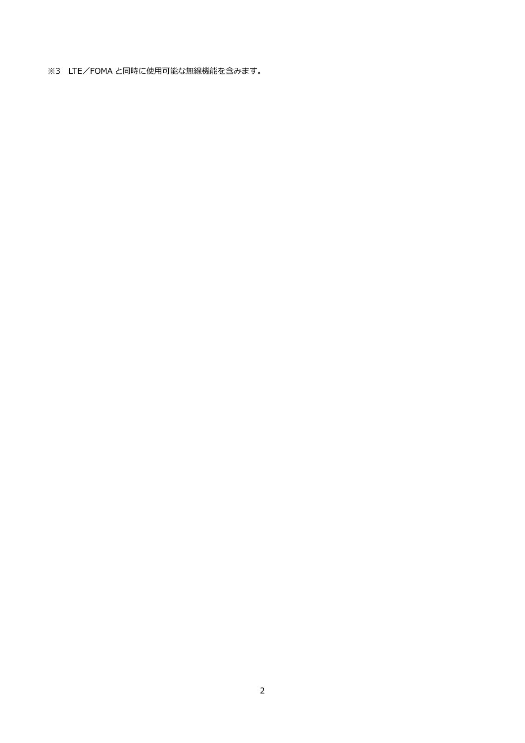※3　LTE／FOMA と同時に使用可能な無線機能を含みます。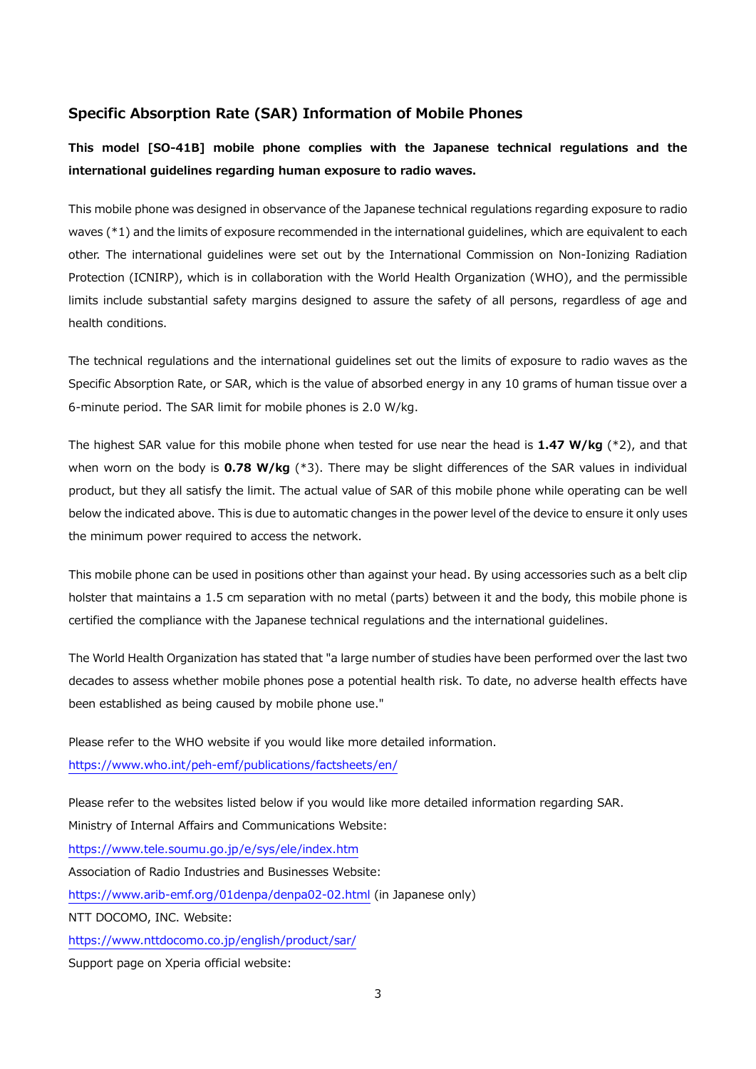## Specific Absorption Rate (SAR) Information of Mobile Phones

**This model [SO-41B] mobile phone complies with the Japanese technical regulations and the international guidelines regarding human exposure to radio waves.**

This mobile phone was designed in observance of the Japanese technical regulations regarding exposure to radio waves (*1) and the limits of exposure recommended in the international guidelines, which are equivalent to each other. The international guidelines were set out by the International Commission on Non-Ionizing Radiation Protection (ICNIRP), which is in collaboration with the World Health Organization (WHO), and the permissible limits include substantial safety margins designed to assure the safety of all persons, regardless of age and health conditions.

The technical regulations and the international guidelines set out the limits of exposure to radio waves as the Specific Absorption Rate, or SAR, which is the value of absorbed energy in any 10 grams of human tissue over a 6-minute period. The SAR limit for mobile phones is 2.0 W/kg.

The highest SAR value for this mobile phone when tested for use near the head is **1.47 W/kg** (*2), and that when worn on the body is **0.78 W/kg** (*3). There may be slight differences of the SAR values in individual product, but they all satisfy the limit. The actual value of SAR of this mobile phone while operating can be well below the indicated above. This is due to automatic changes in the power level of the device to ensure it only uses the minimum power required to access the network.

This mobile phone can be used in positions other than against your head. By using accessories such as a belt clip holster that maintains a 1.5 cm separation with no metal (parts) between it and the body, this mobile phone is certified the compliance with the Japanese technical regulations and the international guidelines.

The World Health Organization has stated that "a large number of studies have been performed over the last two decades to assess whether mobile phones pose a potential health risk. To date, no adverse health effects have been established as being caused by mobile phone use."

Please refer to the WHO website if you would like more detailed information.
https://www.who.int/peh-emf/publications/factsheets/en/

Please refer to the websites listed below if you would like more detailed information regarding SAR.
Ministry of Internal Affairs and Communications Website:
https://www.tele.soumu.go.jp/e/sys/ele/index.htm
Association of Radio Industries and Businesses Website:
https://www.arib-emf.org/01denpa/denpa02-02.html (in Japanese only)
NTT DOCOMO, INC. Website:
https://www.nttdocomo.co.jp/english/product/sar/
Support page on Xperia official website: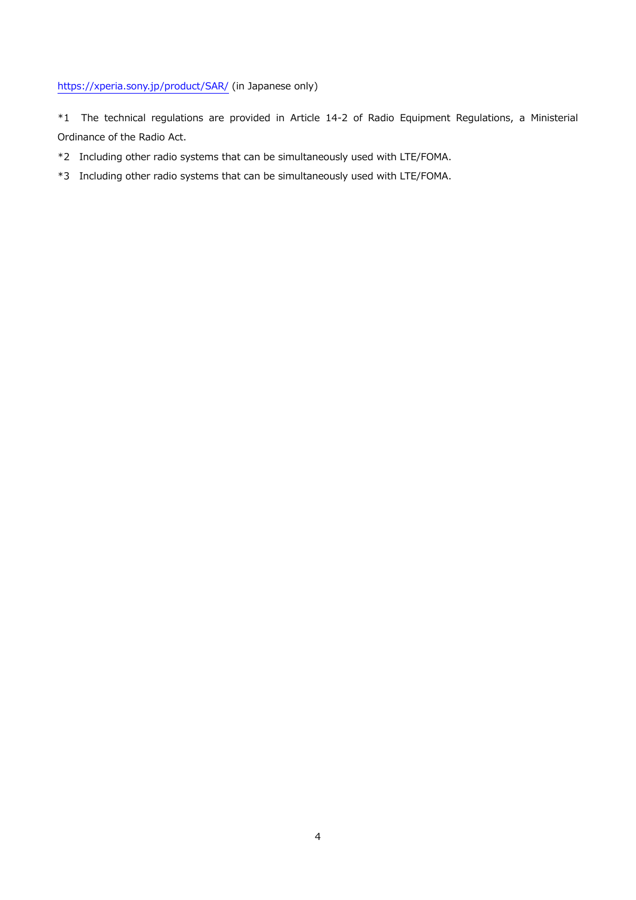https://xperia.sony.jp/product/SAR/ (in Japanese only)

*1 The technical regulations are provided in Article 14-2 of Radio Equipment Regulations, a Ministerial Ordinance of the Radio Act.

*2 Including other radio systems that can be simultaneously used with LTE/FOMA.

*3 Including other radio systems that can be simultaneously used with LTE/FOMA.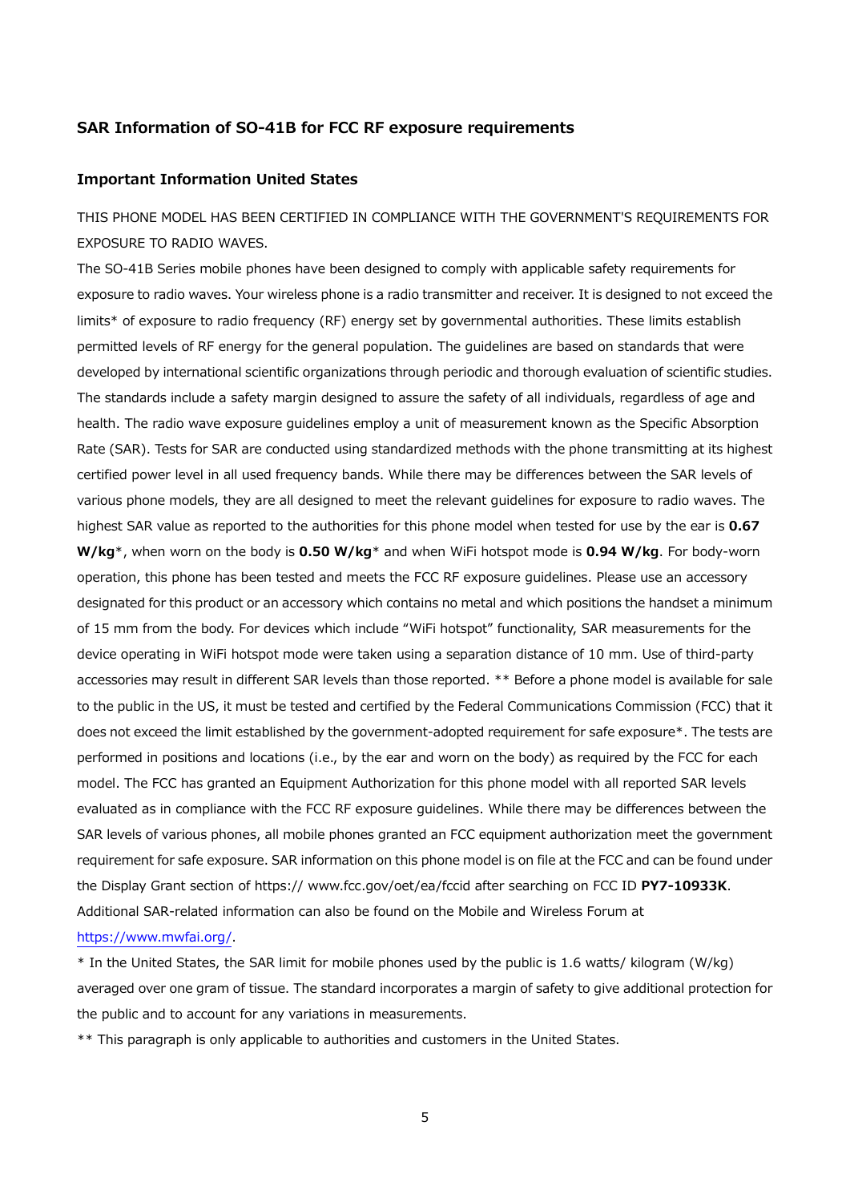## SAR Information of SO-41B for FCC RF exposure requirements

### Important Information United States

THIS PHONE MODEL HAS BEEN CERTIFIED IN COMPLIANCE WITH THE GOVERNMENT'S REQUIREMENTS FOR EXPOSURE TO RADIO WAVES.

The SO-41B Series mobile phones have been designed to comply with applicable safety requirements for exposure to radio waves. Your wireless phone is a radio transmitter and receiver. It is designed to not exceed the limits* of exposure to radio frequency (RF) energy set by governmental authorities. These limits establish permitted levels of RF energy for the general population. The guidelines are based on standards that were developed by international scientific organizations through periodic and thorough evaluation of scientific studies. The standards include a safety margin designed to assure the safety of all individuals, regardless of age and health. The radio wave exposure guidelines employ a unit of measurement known as the Specific Absorption Rate (SAR). Tests for SAR are conducted using standardized methods with the phone transmitting at its highest certified power level in all used frequency bands. While there may be differences between the SAR levels of various phone models, they are all designed to meet the relevant guidelines for exposure to radio waves. The highest SAR value as reported to the authorities for this phone model when tested for use by the ear is **0.67 W/kg***, when worn on the body is **0.50 W/kg*** and when WiFi hotspot mode is **0.94 W/kg**. For body-worn operation, this phone has been tested and meets the FCC RF exposure guidelines. Please use an accessory designated for this product or an accessory which contains no metal and which positions the handset a minimum of 15 mm from the body. For devices which include “WiFi hotspot” functionality, SAR measurements for the device operating in WiFi hotspot mode were taken using a separation distance of 10 mm. Use of third-party accessories may result in different SAR levels than those reported. ** Before a phone model is available for sale to the public in the US, it must be tested and certified by the Federal Communications Commission (FCC) that it does not exceed the limit established by the government-adopted requirement for safe exposure*. The tests are performed in positions and locations (i.e., by the ear and worn on the body) as required by the FCC for each model. The FCC has granted an Equipment Authorization for this phone model with all reported SAR levels evaluated as in compliance with the FCC RF exposure guidelines. While there may be differences between the SAR levels of various phones, all mobile phones granted an FCC equipment authorization meet the government requirement for safe exposure. SAR information on this phone model is on file at the FCC and can be found under the Display Grant section of https:// www.fcc.gov/oet/ea/fccid after searching on FCC ID **PY7-10933K**. Additional SAR-related information can also be found on the Mobile and Wireless Forum at https://www.mwfai.org/.

* In the United States, the SAR limit for mobile phones used by the public is 1.6 watts/ kilogram (W/kg) averaged over one gram of tissue. The standard incorporates a margin of safety to give additional protection for the public and to account for any variations in measurements.

** This paragraph is only applicable to authorities and customers in the United States.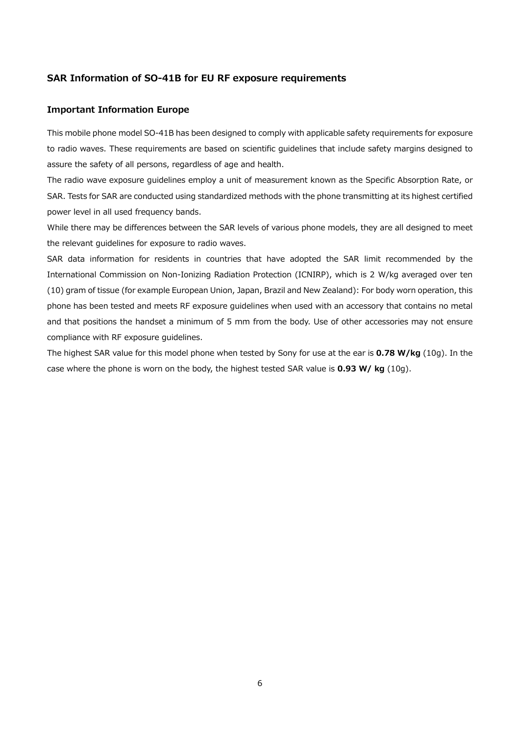## SAR Information of SO-41B for EU RF exposure requirements

### Important Information Europe

This mobile phone model SO-41B has been designed to comply with applicable safety requirements for exposure to radio waves. These requirements are based on scientific guidelines that include safety margins designed to assure the safety of all persons, regardless of age and health.

The radio wave exposure guidelines employ a unit of measurement known as the Specific Absorption Rate, or SAR. Tests for SAR are conducted using standardized methods with the phone transmitting at its highest certified power level in all used frequency bands.

While there may be differences between the SAR levels of various phone models, they are all designed to meet the relevant guidelines for exposure to radio waves.

SAR data information for residents in countries that have adopted the SAR limit recommended by the International Commission on Non-Ionizing Radiation Protection (ICNIRP), which is 2 W/kg averaged over ten (10) gram of tissue (for example European Union, Japan, Brazil and New Zealand): For body worn operation, this phone has been tested and meets RF exposure guidelines when used with an accessory that contains no metal and that positions the handset a minimum of 5 mm from the body. Use of other accessories may not ensure compliance with RF exposure guidelines.

The highest SAR value for this model phone when tested by Sony for use at the ear is **0.78 W/kg** (10g). In the case where the phone is worn on the body, the highest tested SAR value is **0.93 W/ kg** (10g).